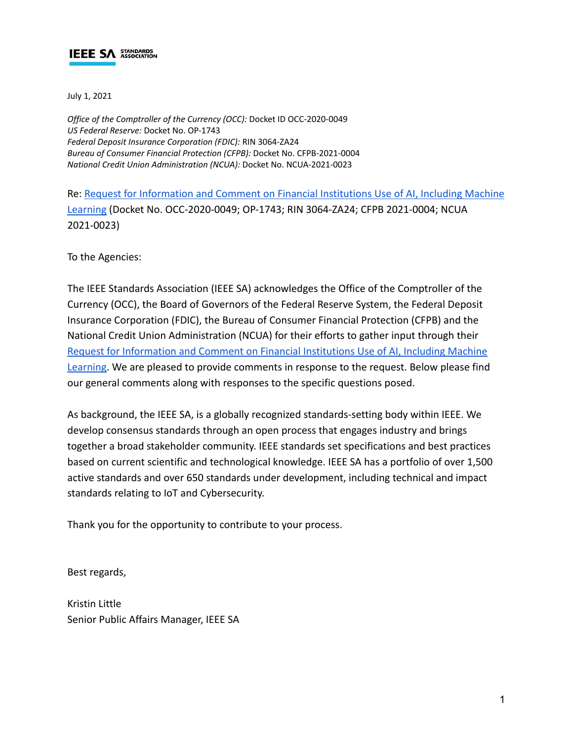IEEE SA STANDARDS ASSOCIATION

July 1, 2021

*Office of the Comptroller of the Currency (OCC):* Docket ID OCC-2020-0049
*US Federal Reserve:* Docket No. OP-1743
*Federal Deposit Insurance Corporation (FDIC):* RIN 3064-ZA24
*Bureau of Consumer Financial Protection (CFPB):* Docket No. CFPB-2021-0004
*National Credit Union Administration (NCUA):* Docket No. NCUA-2021-0023

Re: Request for Information and Comment on Financial Institutions Use of AI, Including Machine Learning (Docket No. OCC-2020-0049; OP-1743; RIN 3064-ZA24; CFPB 2021-0004; NCUA 2021-0023)

To the Agencies:

The IEEE Standards Association (IEEE SA) acknowledges the Office of the Comptroller of the Currency (OCC), the Board of Governors of the Federal Reserve System, the Federal Deposit Insurance Corporation (FDIC), the Bureau of Consumer Financial Protection (CFPB) and the National Credit Union Administration (NCUA) for their efforts to gather input through their Request for Information and Comment on Financial Institutions Use of AI, Including Machine Learning. We are pleased to provide comments in response to the request. Below please find our general comments along with responses to the specific questions posed.

As background, the IEEE SA, is a globally recognized standards-setting body within IEEE. We develop consensus standards through an open process that engages industry and brings together a broad stakeholder community. IEEE standards set specifications and best practices based on current scientific and technological knowledge. IEEE SA has a portfolio of over 1,500 active standards and over 650 standards under development, including technical and impact standards relating to IoT and Cybersecurity.

Thank you for the opportunity to contribute to your process.

Best regards,

Kristin Little
Senior Public Affairs Manager, IEEE SA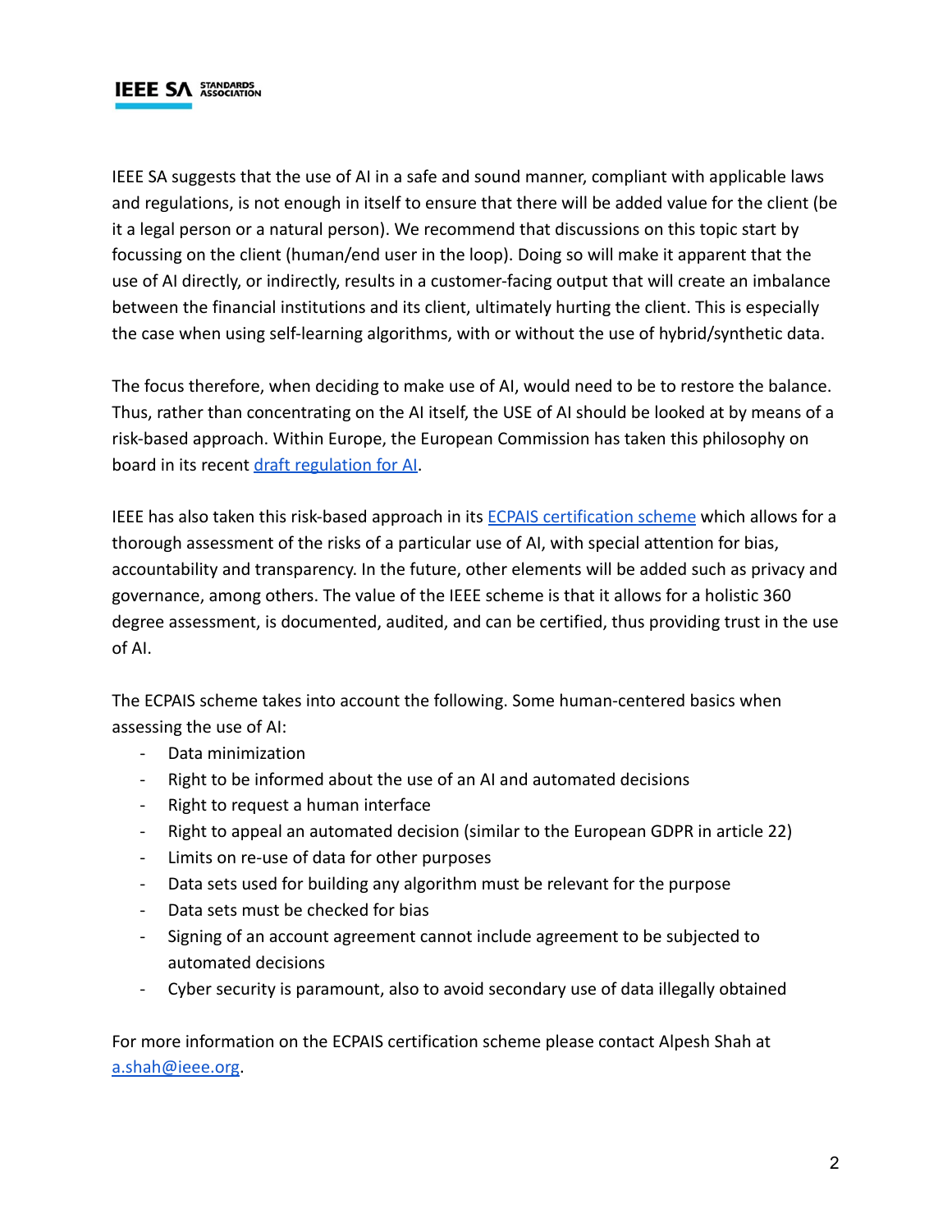IEEE SA suggests that the use of AI in a safe and sound manner, compliant with applicable laws and regulations, is not enough in itself to ensure that there will be added value for the client (be it a legal person or a natural person). We recommend that discussions on this topic start by focussing on the client (human/end user in the loop). Doing so will make it apparent that the use of AI directly, or indirectly, results in a customer-facing output that will create an imbalance between the financial institutions and its client, ultimately hurting the client. This is especially the case when using self-learning algorithms, with or without the use of hybrid/synthetic data.

The focus therefore, when deciding to make use of AI, would need to be to restore the balance. Thus, rather than concentrating on the AI itself, the USE of AI should be looked at by means of a risk-based approach. Within Europe, the European Commission has taken this philosophy on board in its recent draft regulation for AI.

IEEE has also taken this risk-based approach in its ECPAIS certification scheme which allows for a thorough assessment of the risks of a particular use of AI, with special attention for bias, accountability and transparency. In the future, other elements will be added such as privacy and governance, among others. The value of the IEEE scheme is that it allows for a holistic 360 degree assessment, is documented, audited, and can be certified, thus providing trust in the use of AI.

The ECPAIS scheme takes into account the following. Some human-centered basics when assessing the use of AI:

- Data minimization
- Right to be informed about the use of an AI and automated decisions
- Right to request a human interface
- Right to appeal an automated decision (similar to the European GDPR in article 22)
- Limits on re-use of data for other purposes
- Data sets used for building any algorithm must be relevant for the purpose
- Data sets must be checked for bias
- Signing of an account agreement cannot include agreement to be subjected to automated decisions
- Cyber security is paramount, also to avoid secondary use of data illegally obtained

For more information on the ECPAIS certification scheme please contact Alpesh Shah at a.shah@ieee.org.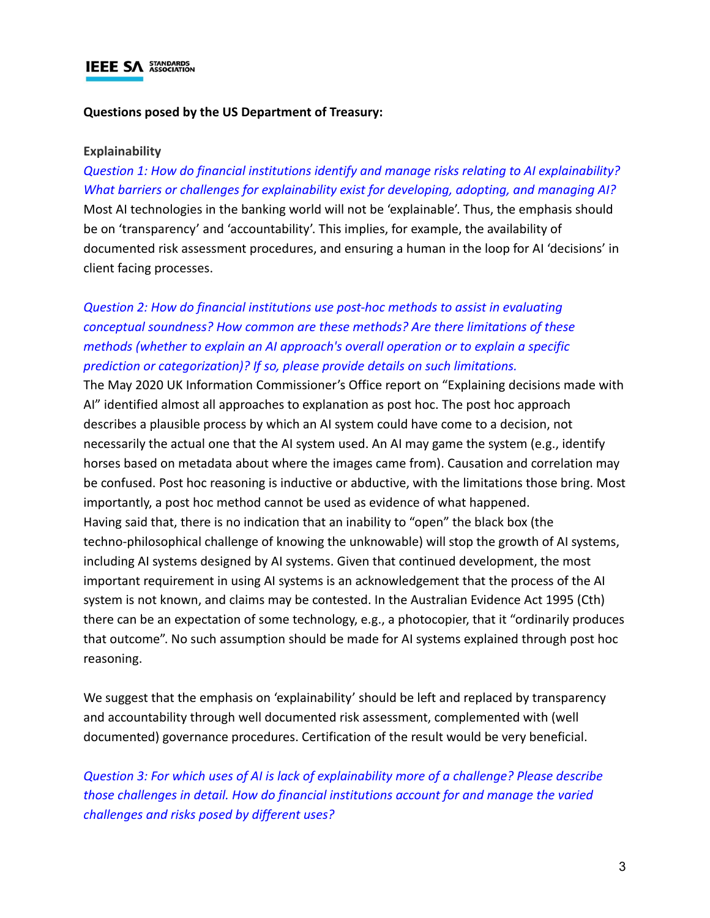**Questions posed by the US Department of Treasury:**

**Explainability**

*Question 1: How do financial institutions identify and manage risks relating to AI explainability? What barriers or challenges for explainability exist for developing, adopting, and managing AI?*

Most AI technologies in the banking world will not be 'explainable'. Thus, the emphasis should be on 'transparency' and 'accountability'. This implies, for example, the availability of documented risk assessment procedures, and ensuring a human in the loop for AI 'decisions' in client facing processes.

*Question 2: How do financial institutions use post-hoc methods to assist in evaluating conceptual soundness? How common are these methods? Are there limitations of these methods (whether to explain an AI approach's overall operation or to explain a specific prediction or categorization)? If so, please provide details on such limitations.*

The May 2020 UK Information Commissioner's Office report on "Explaining decisions made with AI" identified almost all approaches to explanation as post hoc. The post hoc approach describes a plausible process by which an AI system could have come to a decision, not necessarily the actual one that the AI system used. An AI may game the system (e.g., identify horses based on metadata about where the images came from). Causation and correlation may be confused. Post hoc reasoning is inductive or abductive, with the limitations those bring. Most importantly, a post hoc method cannot be used as evidence of what happened.

Having said that, there is no indication that an inability to "open" the black box (the techno-philosophical challenge of knowing the unknowable) will stop the growth of AI systems, including AI systems designed by AI systems. Given that continued development, the most important requirement in using AI systems is an acknowledgement that the process of the AI system is not known, and claims may be contested. In the Australian Evidence Act 1995 (Cth) there can be an expectation of some technology, e.g., a photocopier, that it "ordinarily produces that outcome". No such assumption should be made for AI systems explained through post hoc reasoning.

We suggest that the emphasis on 'explainability' should be left and replaced by transparency and accountability through well documented risk assessment, complemented with (well documented) governance procedures. Certification of the result would be very beneficial.

*Question 3: For which uses of AI is lack of explainability more of a challenge? Please describe those challenges in detail. How do financial institutions account for and manage the varied challenges and risks posed by different uses?*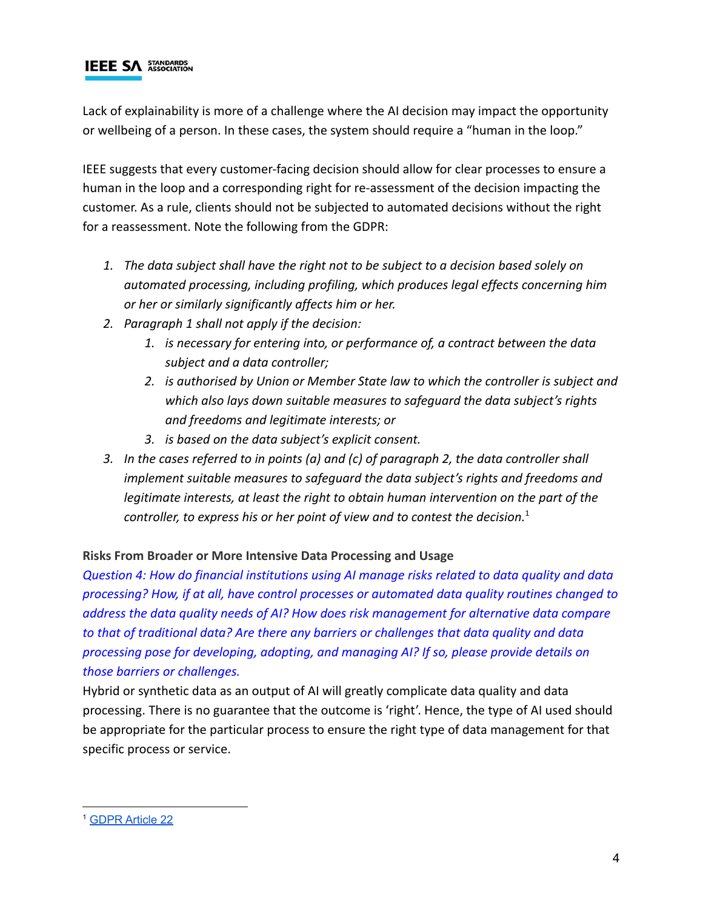Lack of explainability is more of a challenge where the AI decision may impact the opportunity or wellbeing of a person. In these cases, the system should require a "human in the loop."

IEEE suggests that every customer-facing decision should allow for clear processes to ensure a human in the loop and a corresponding right for re-assessment of the decision impacting the customer. As a rule, clients should not be subjected to automated decisions without the right for a reassessment. Note the following from the GDPR:

1. *The data subject shall have the right not to be subject to a decision based solely on automated processing, including profiling, which produces legal effects concerning him or her or similarly significantly affects him or her.*
2. *Paragraph 1 shall not apply if the decision:*
    1. *is necessary for entering into, or performance of, a contract between the data subject and a data controller;*
    2. *is authorised by Union or Member State law to which the controller is subject and which also lays down suitable measures to safeguard the data subject's rights and freedoms and legitimate interests; or*
    3. *is based on the data subject's explicit consent.*
3. *In the cases referred to in points (a) and (c) of paragraph 2, the data controller shall implement suitable measures to safeguard the data subject's rights and freedoms and legitimate interests, at least the right to obtain human intervention on the part of the controller, to express his or her point of view and to contest the decision.*[1]

**Risks From Broader or More Intensive Data Processing and Usage**

*Question 4: How do financial institutions using AI manage risks related to data quality and data processing? How, if at all, have control processes or automated data quality routines changed to address the data quality needs of AI? How does risk management for alternative data compare to that of traditional data? Are there any barriers or challenges that data quality and data processing pose for developing, adopting, and managing AI? If so, please provide details on those barriers or challenges.*

Hybrid or synthetic data as an output of AI will greatly complicate data quality and data processing. There is no guarantee that the outcome is 'right'. Hence, the type of AI used should be appropriate for the particular process to ensure the right type of data management for that specific process or service.

---

[1] GDPR Article 22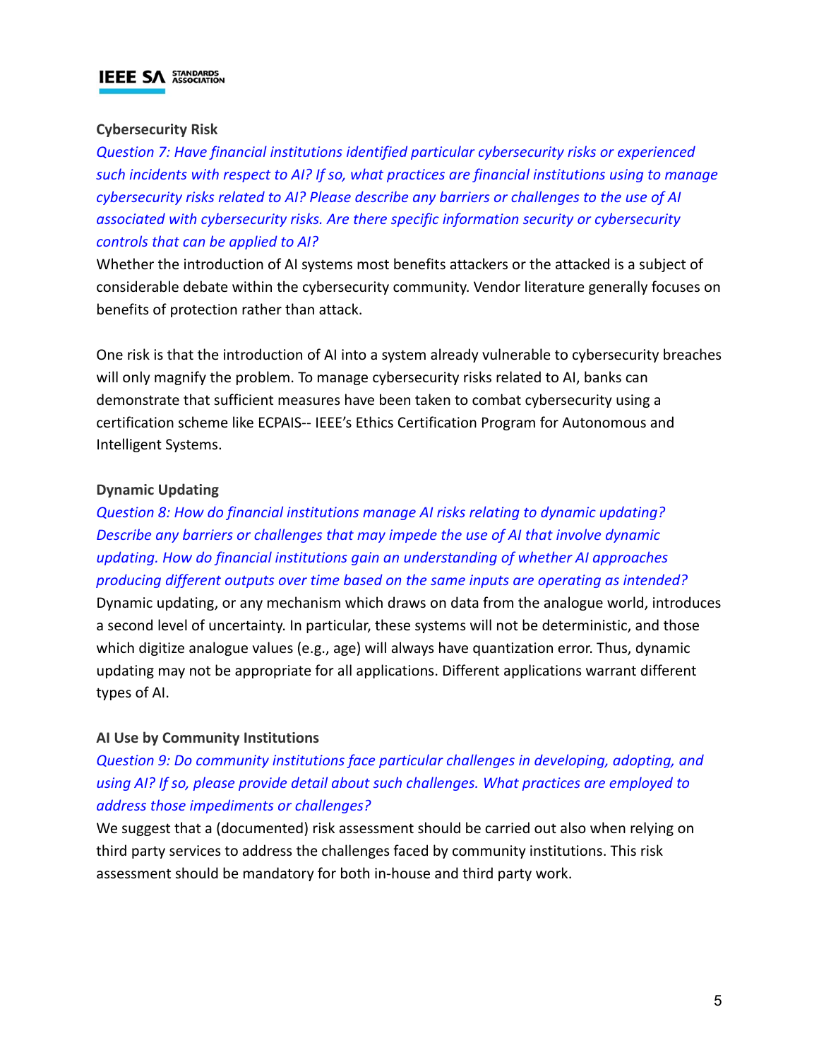**Cybersecurity Risk**

*Question 7: Have financial institutions identified particular cybersecurity risks or experienced such incidents with respect to AI? If so, what practices are financial institutions using to manage cybersecurity risks related to AI? Please describe any barriers or challenges to the use of AI associated with cybersecurity risks. Are there specific information security or cybersecurity controls that can be applied to AI?*

Whether the introduction of AI systems most benefits attackers or the attacked is a subject of considerable debate within the cybersecurity community. Vendor literature generally focuses on benefits of protection rather than attack.

One risk is that the introduction of AI into a system already vulnerable to cybersecurity breaches will only magnify the problem. To manage cybersecurity risks related to AI, banks can demonstrate that sufficient measures have been taken to combat cybersecurity using a certification scheme like ECPAIS-- IEEE's Ethics Certification Program for Autonomous and Intelligent Systems.

**Dynamic Updating**

*Question 8: How do financial institutions manage AI risks relating to dynamic updating? Describe any barriers or challenges that may impede the use of AI that involve dynamic updating. How do financial institutions gain an understanding of whether AI approaches producing different outputs over time based on the same inputs are operating as intended?*

Dynamic updating, or any mechanism which draws on data from the analogue world, introduces a second level of uncertainty. In particular, these systems will not be deterministic, and those which digitize analogue values (e.g., age) will always have quantization error. Thus, dynamic updating may not be appropriate for all applications. Different applications warrant different types of AI.

**AI Use by Community Institutions**

*Question 9: Do community institutions face particular challenges in developing, adopting, and using AI? If so, please provide detail about such challenges. What practices are employed to address those impediments or challenges?*

We suggest that a (documented) risk assessment should be carried out also when relying on third party services to address the challenges faced by community institutions. This risk assessment should be mandatory for both in-house and third party work.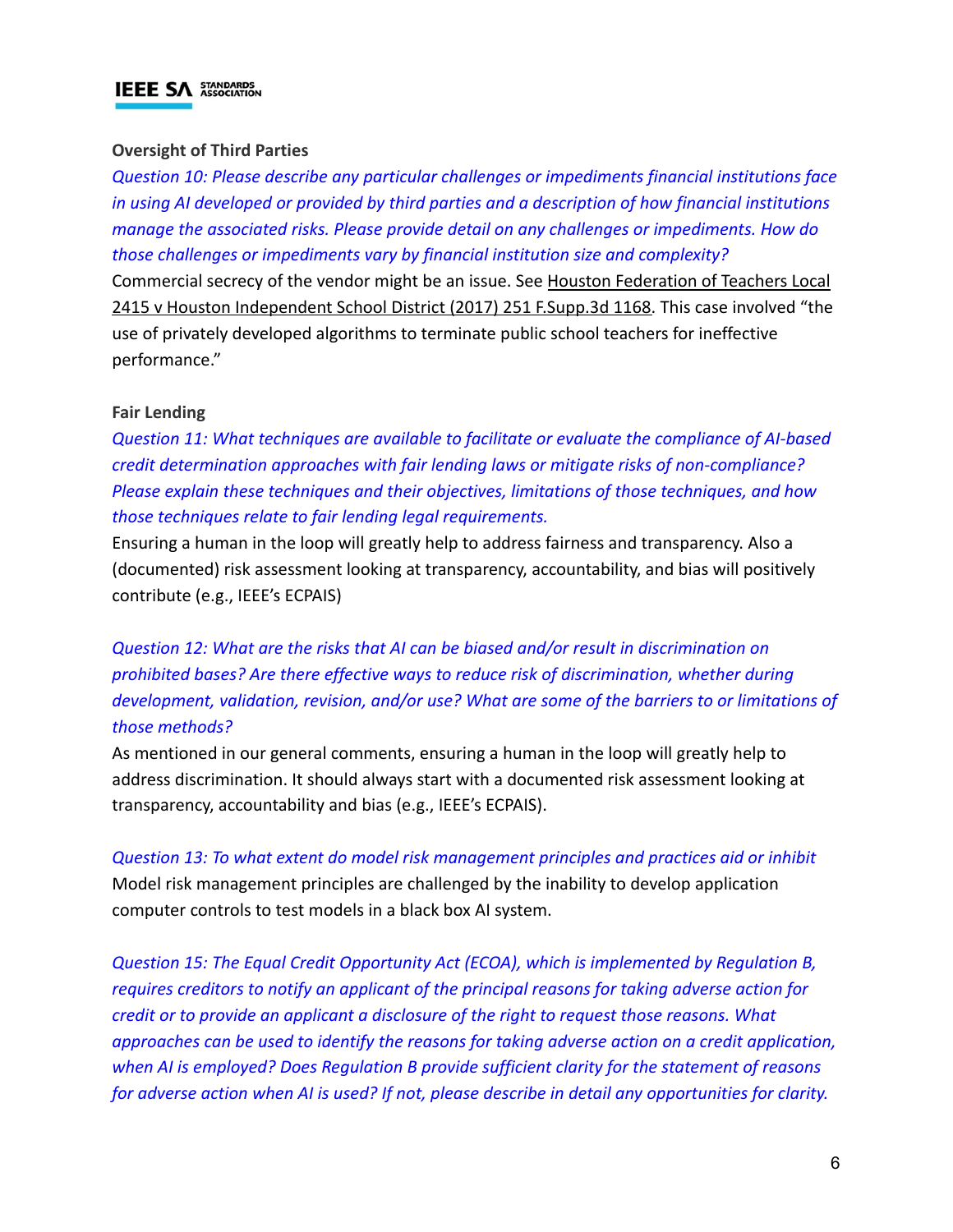**Oversight of Third Parties**

*Question 10: Please describe any particular challenges or impediments financial institutions face in using AI developed or provided by third parties and a description of how financial institutions manage the associated risks. Please provide detail on any challenges or impediments. How do those challenges or impediments vary by financial institution size and complexity?*

Commercial secrecy of the vendor might be an issue. See Houston Federation of Teachers Local 2415 v Houston Independent School District (2017) 251 F.Supp.3d 1168. This case involved "the use of privately developed algorithms to terminate public school teachers for ineffective performance."

**Fair Lending**

*Question 11: What techniques are available to facilitate or evaluate the compliance of AI-based credit determination approaches with fair lending laws or mitigate risks of non-compliance? Please explain these techniques and their objectives, limitations of those techniques, and how those techniques relate to fair lending legal requirements.*

Ensuring a human in the loop will greatly help to address fairness and transparency. Also a (documented) risk assessment looking at transparency, accountability, and bias will positively contribute (e.g., IEEE's ECPAIS)

*Question 12: What are the risks that AI can be biased and/or result in discrimination on prohibited bases? Are there effective ways to reduce risk of discrimination, whether during development, validation, revision, and/or use? What are some of the barriers to or limitations of those methods?*

As mentioned in our general comments, ensuring a human in the loop will greatly help to address discrimination. It should always start with a documented risk assessment looking at transparency, accountability and bias (e.g., IEEE's ECPAIS).

*Question 13: To what extent do model risk management principles and practices aid or inhibit*

Model risk management principles are challenged by the inability to develop application computer controls to test models in a black box AI system.

*Question 15: The Equal Credit Opportunity Act (ECOA), which is implemented by Regulation B, requires creditors to notify an applicant of the principal reasons for taking adverse action for credit or to provide an applicant a disclosure of the right to request those reasons. What approaches can be used to identify the reasons for taking adverse action on a credit application, when AI is employed? Does Regulation B provide sufficient clarity for the statement of reasons for adverse action when AI is used? If not, please describe in detail any opportunities for clarity.*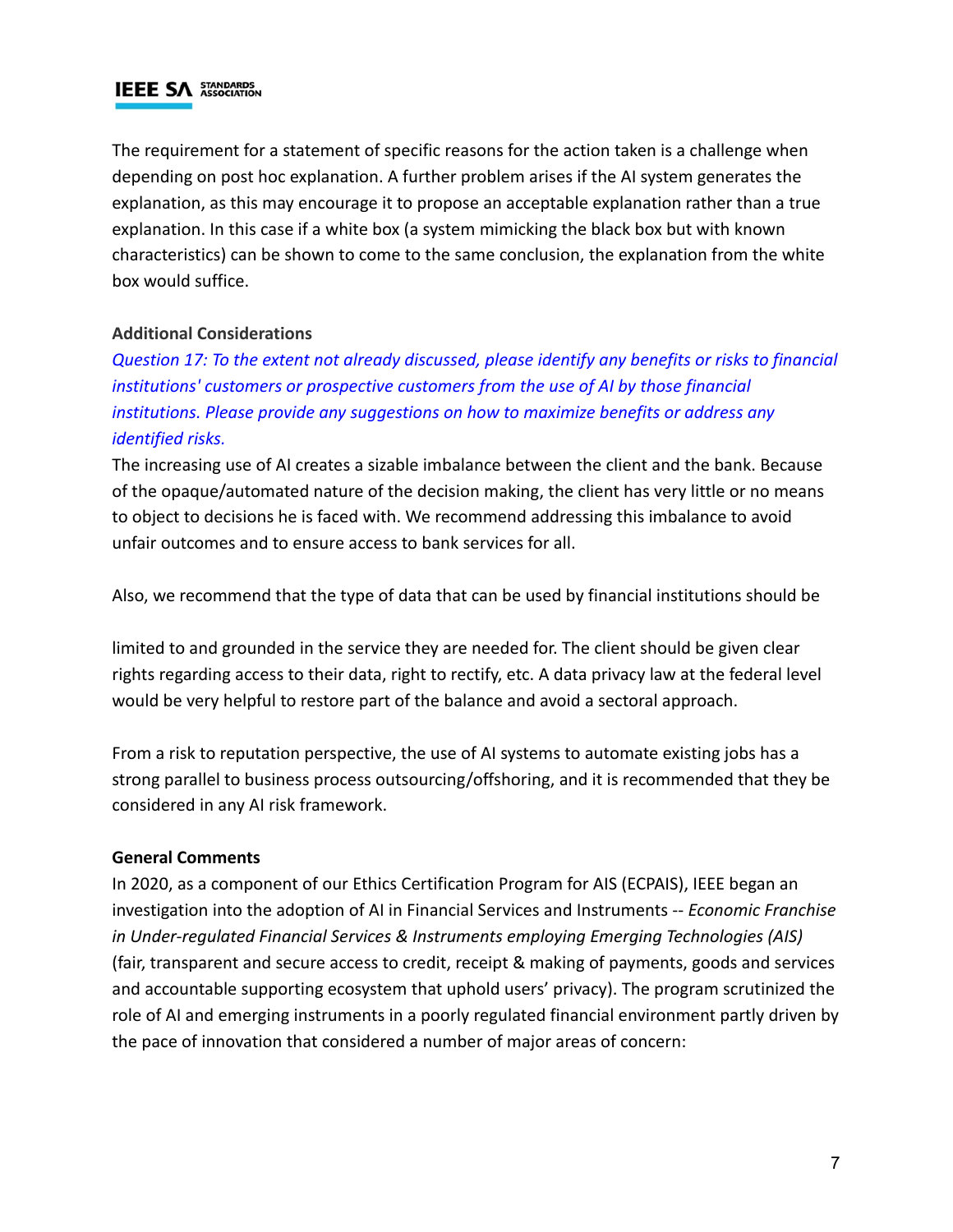The requirement for a statement of specific reasons for the action taken is a challenge when depending on post hoc explanation. A further problem arises if the AI system generates the explanation, as this may encourage it to propose an acceptable explanation rather than a true explanation. In this case if a white box (a system mimicking the black box but with known characteristics) can be shown to come to the same conclusion, the explanation from the white box would suffice.

**Additional Considerations**

*Question 17: To the extent not already discussed, please identify any benefits or risks to financial institutions' customers or prospective customers from the use of AI by those financial institutions. Please provide any suggestions on how to maximize benefits or address any identified risks.*

The increasing use of AI creates a sizable imbalance between the client and the bank. Because of the opaque/automated nature of the decision making, the client has very little or no means to object to decisions he is faced with. We recommend addressing this imbalance to avoid unfair outcomes and to ensure access to bank services for all.

Also, we recommend that the type of data that can be used by financial institutions should be limited to and grounded in the service they are needed for. The client should be given clear rights regarding access to their data, right to rectify, etc. A data privacy law at the federal level would be very helpful to restore part of the balance and avoid a sectoral approach.

From a risk to reputation perspective, the use of AI systems to automate existing jobs has a strong parallel to business process outsourcing/offshoring, and it is recommended that they be considered in any AI risk framework.

**General Comments**

In 2020, as a component of our Ethics Certification Program for AIS (ECPAIS), IEEE began an investigation into the adoption of AI in Financial Services and Instruments -- *Economic Franchise in Under-regulated Financial Services & Instruments employing Emerging Technologies (AIS)* (fair, transparent and secure access to credit, receipt & making of payments, goods and services and accountable supporting ecosystem that uphold users' privacy). The program scrutinized the role of AI and emerging instruments in a poorly regulated financial environment partly driven by the pace of innovation that considered a number of major areas of concern: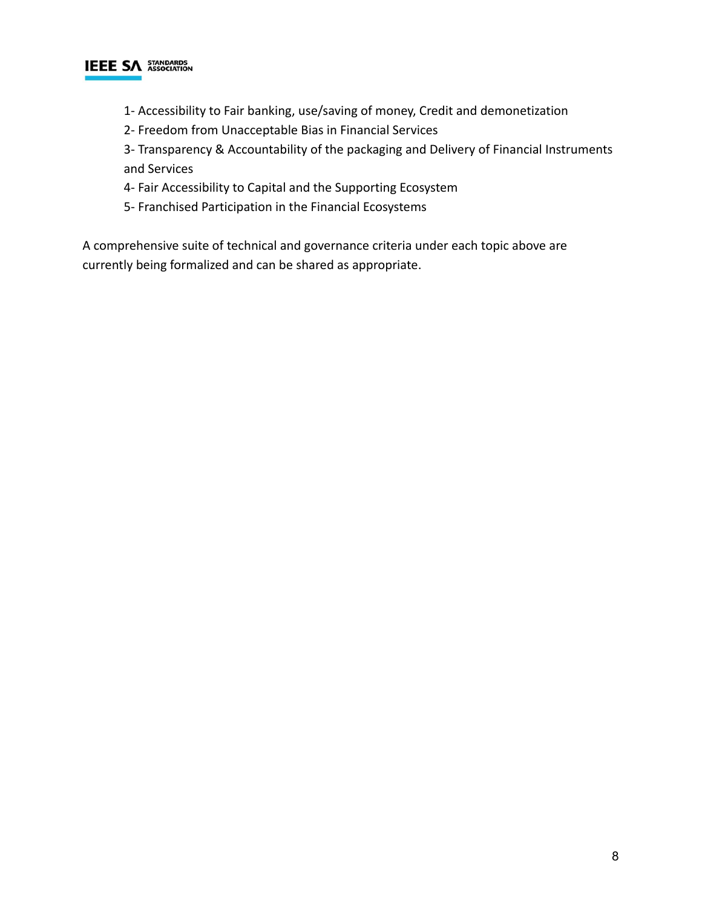1- Accessibility to Fair banking, use/saving of money, Credit and demonetization

2- Freedom from Unacceptable Bias in Financial Services

3- Transparency & Accountability of the packaging and Delivery of Financial Instruments and Services

4- Fair Accessibility to Capital and the Supporting Ecosystem

5- Franchised Participation in the Financial Ecosystems

A comprehensive suite of technical and governance criteria under each topic above are currently being formalized and can be shared as appropriate.